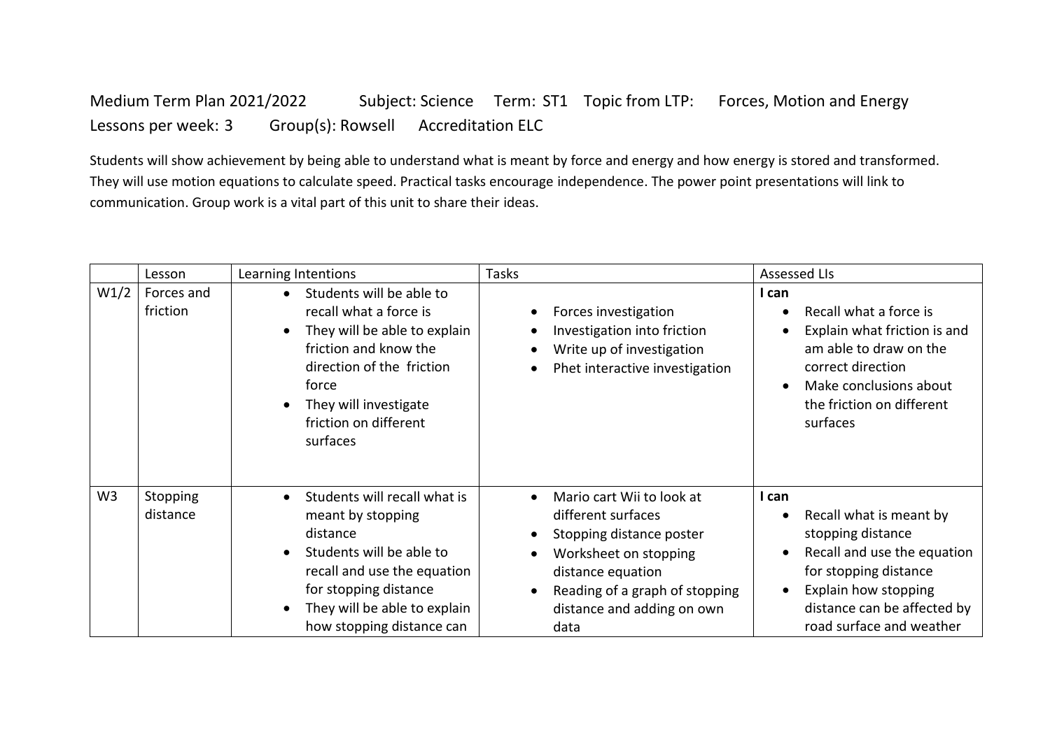Medium Term Plan 2021/2022 Subject: Science Term: ST1 Topic from LTP: Forces, Motion and Energy

Lessons per week: 3 Group(s): Rowsell Accreditation ELC

Students will show achievement by being able to understand what is meant by force and energy and how energy is stored and transformed. They will use motion equations to calculate speed. Practical tasks encourage independence. The power point presentations will link to communication. Group work is a vital part of this unit to share their ideas.

| | Lesson | Learning Intentions | Tasks | Assessed LIs |
|---|---|---|---|---|
| W1/2 | Forces and friction | • Students will be able to recall what a force is<br>• They will be able to explain friction and know the direction of the friction force<br>• They will investigate friction on different surfaces | • Forces investigation<br>• Investigation into friction<br>• Write up of investigation<br>• Phet interactive investigation | **I can**<br>• Recall what a force is<br>• Explain what friction is and am able to draw on the correct direction<br>• Make conclusions about the friction on different surfaces |
| W3 | Stopping distance | • Students will recall what is meant by stopping distance<br>• Students will be able to recall and use the equation for stopping distance<br>• They will be able to explain how stopping distance can | • Mario cart Wii to look at different surfaces<br>• Stopping distance poster<br>• Worksheet on stopping distance equation<br>• Reading of a graph of stopping distance and adding on own data | **I can**<br>• Recall what is meant by stopping distance<br>• Recall and use the equation for stopping distance<br>• Explain how stopping distance can be affected by road surface and weather |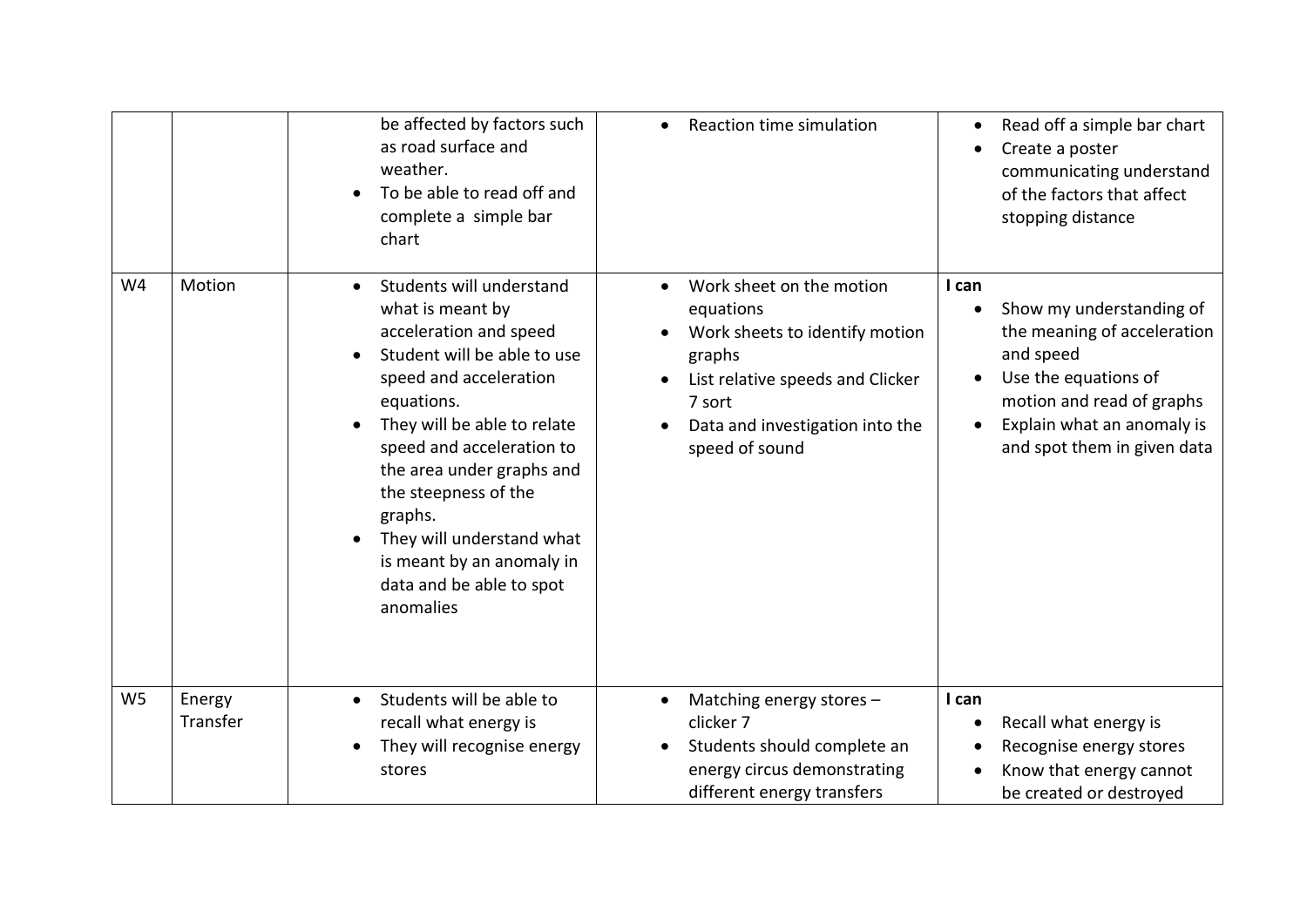| | | | | |
|---|---|---|---|---|
| | | • be affected by factors such as road surface and weather.<br>• To be able to read off and complete a simple bar chart | • Reaction time simulation | • Read off a simple bar chart<br>• Create a poster communicating understand of the factors that affect stopping distance |
| W4 | Motion | • Students will understand what is meant by acceleration and speed<br>• Student will be able to use speed and acceleration equations.<br>• They will be able to relate speed and acceleration to the area under graphs and the steepness of the graphs.<br>• They will understand what is meant by an anomaly in data and be able to spot anomalies | • Work sheet on the motion equations<br>• Work sheets to identify motion graphs<br>• List relative speeds and Clicker 7 sort<br>• Data and investigation into the speed of sound | **I can**<br>• Show my understanding of the meaning of acceleration and speed<br>• Use the equations of motion and read of graphs<br>• Explain what an anomaly is and spot them in given data |
| W5 | Energy Transfer | • Students will be able to recall what energy is<br>• They will recognise energy stores | • Matching energy stores – clicker 7<br>• Students should complete an energy circus demonstrating different energy transfers | **I can**<br>• Recall what energy is<br>• Recognise energy stores<br>• Know that energy cannot be created or destroyed |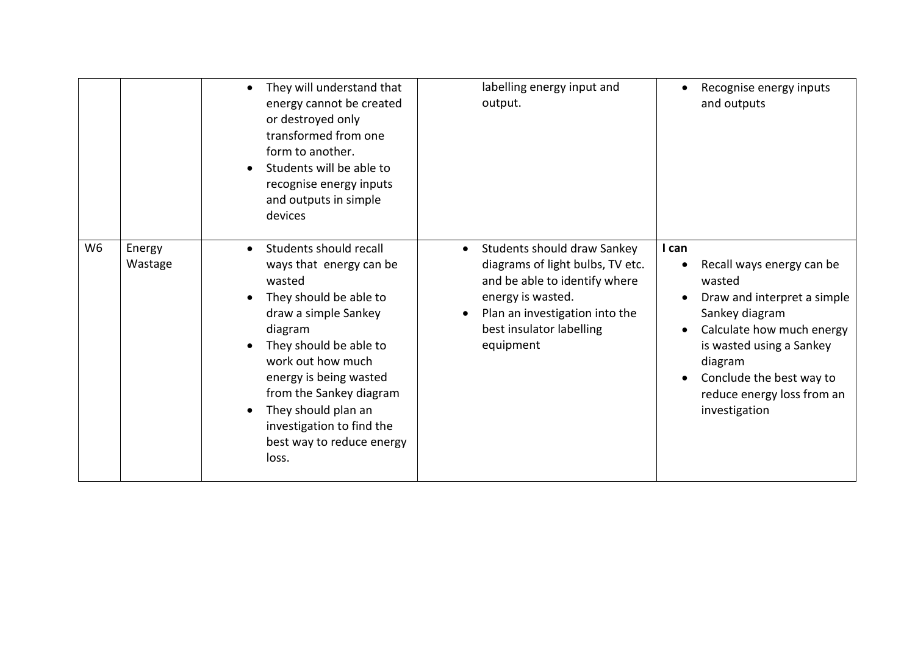| | | | | |
|---|---|---|---|---|
| | | • They will understand that energy cannot be created or destroyed only transformed from one form to another.<br>• Students will be able to recognise energy inputs and outputs in simple devices | labelling energy input and output. | • Recognise energy inputs and outputs |
| W6 | Energy Wastage | • Students should recall ways that  energy can be wasted<br>• They should be able to draw a simple Sankey diagram<br>• They should be able to work out how much energy is being wasted from the Sankey diagram<br>• They should plan an investigation to find the best way to reduce energy loss. | • Students should draw Sankey diagrams of light bulbs, TV etc. and be able to identify where energy is wasted.<br>• Plan an investigation into the best insulator labelling equipment | **I can**<br>• Recall ways energy can be wasted<br>• Draw and interpret a simple Sankey diagram<br>• Calculate how much energy is wasted using a Sankey diagram<br>• Conclude the best way to reduce energy loss from an investigation |